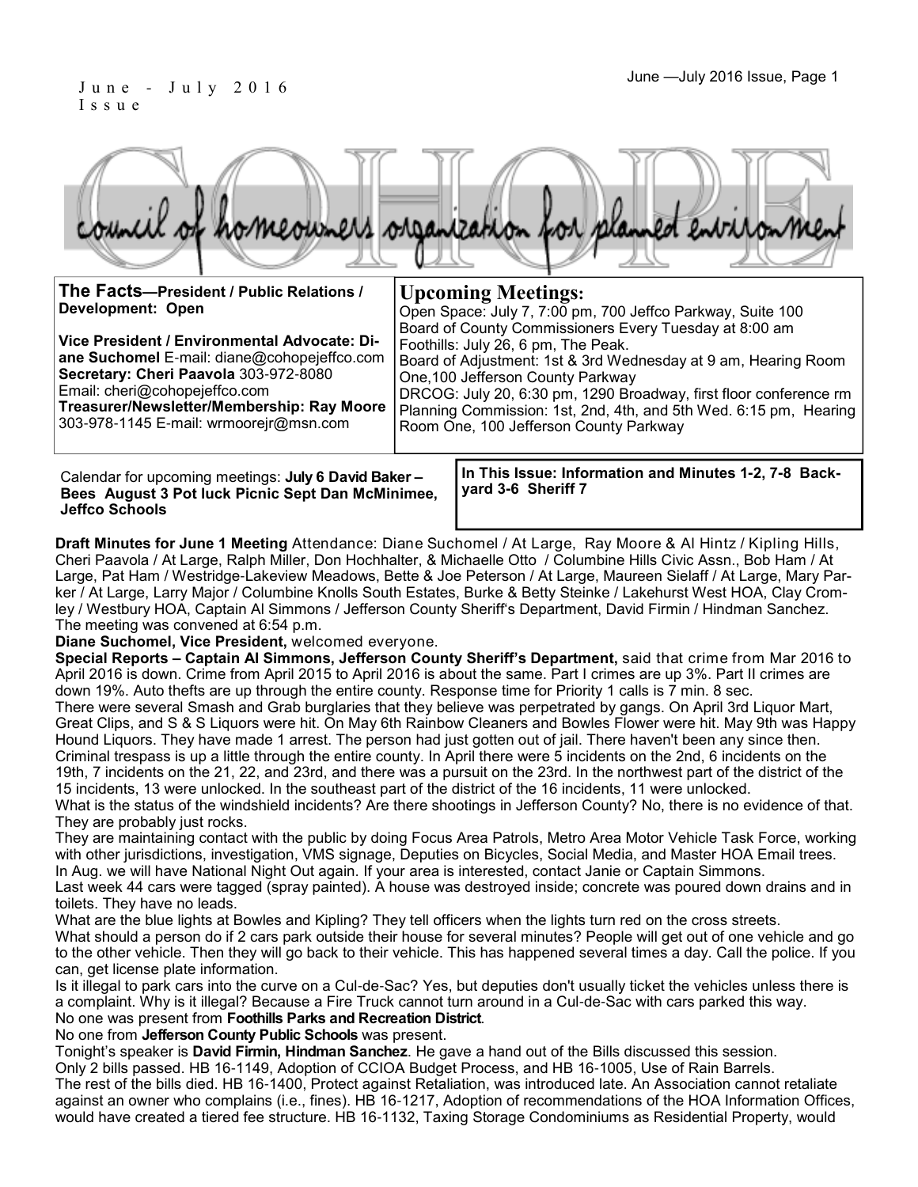June - July 2016 Issue

# COHOPE

council of homeowners organization for planned environment

**The Facts—President / Public Relations / Development: Open**

**Vice President / Environmental Advocate: Diane Suchomel** E-mail: diane@cohopejeffco.com
**Secretary: Cheri Paavola** 303-972-8080
Email: cheri@cohopejeffco.com
**Treasurer/Newsletter/Membership: Ray Moore** 303-978-1145 E-mail: wrmoorejr@msn.com

## Upcoming Meetings:

Open Space: July 7, 7:00 pm, 700 Jeffco Parkway, Suite 100
Board of County Commissioners Every Tuesday at 8:00 am
Foothills: July 26, 6 pm, The Peak.
Board of Adjustment: 1st & 3rd Wednesday at 9 am, Hearing Room One,100 Jefferson County Parkway
DRCOG: July 20, 6:30 pm, 1290 Broadway, first floor conference rm
Planning Commission: 1st, 2nd, 4th, and 5th Wed. 6:15 pm, Hearing Room One, 100 Jefferson County Parkway

Calendar for upcoming meetings: **July 6 David Baker – Bees August 3 Pot luck Picnic Sept Dan McMinimee, Jeffco Schools**

**In This Issue: Information and Minutes 1-2, 7-8 Backyard 3-6 Sheriff 7**

**Draft Minutes for June 1 Meeting** Attendance: Diane Suchomel / At Large, Ray Moore & Al Hintz / Kipling Hills, Cheri Paavola / At Large, Ralph Miller, Don Hochhalter, & Michaelle Otto / Columbine Hills Civic Assn., Bob Ham / At Large, Pat Ham / Westridge-Lakeview Meadows, Bette & Joe Peterson / At Large, Maureen Sielaff / At Large, Mary Parker / At Large, Larry Major / Columbine Knolls South Estates, Burke & Betty Steinke / Lakehurst West HOA, Clay Cromley / Westbury HOA, Captain Al Simmons / Jefferson County Sheriff's Department, David Firmin / Hindman Sanchez. The meeting was convened at 6:54 p.m.

**Diane Suchomel, Vice President,** welcomed everyone.

**Special Reports – Captain Al Simmons, Jefferson County Sheriff's Department,** said that crime from Mar 2016 to April 2016 is down. Crime from April 2015 to April 2016 is about the same. Part I crimes are up 3%. Part II crimes are down 19%. Auto thefts are up through the entire county. Response time for Priority 1 calls is 7 min. 8 sec.

There were several Smash and Grab burglaries that they believe was perpetrated by gangs. On April 3rd Liquor Mart, Great Clips, and S & S Liquors were hit. On May 6th Rainbow Cleaners and Bowles Flower were hit. May 9th was Happy Hound Liquors. They have made 1 arrest. The person had just gotten out of jail. There haven't been any since then. Criminal trespass is up a little through the entire county. In April there were 5 incidents on the 2nd, 6 incidents on the 19th, 7 incidents on the 21, 22, and 23rd, and there was a pursuit on the 23rd. In the northwest part of the district of the 15 incidents, 13 were unlocked. In the southeast part of the district of the 16 incidents, 11 were unlocked.

What is the status of the windshield incidents? Are there shootings in Jefferson County? No, there is no evidence of that. They are probably just rocks.

They are maintaining contact with the public by doing Focus Area Patrols, Metro Area Motor Vehicle Task Force, working with other jurisdictions, investigation, VMS signage, Deputies on Bicycles, Social Media, and Master HOA Email trees.

In Aug. we will have National Night Out again. If your area is interested, contact Janie or Captain Simmons.

Last week 44 cars were tagged (spray painted). A house was destroyed inside; concrete was poured down drains and in toilets. They have no leads.

What are the blue lights at Bowles and Kipling? They tell officers when the lights turn red on the cross streets.

What should a person do if 2 cars park outside their house for several minutes? People will get out of one vehicle and go to the other vehicle. Then they will go back to their vehicle. This has happened several times a day. Call the police. If you can, get license plate information.

Is it illegal to park cars into the curve on a Cul-de-Sac? Yes, but deputies don't usually ticket the vehicles unless there is a complaint. Why is it illegal? Because a Fire Truck cannot turn around in a Cul-de-Sac with cars parked this way.

No one was present from **Foothills Parks and Recreation District**.

No one from **Jefferson County Public Schools** was present.

Tonight's speaker is **David Firmin, Hindman Sanchez**. He gave a hand out of the Bills discussed this session.

Only 2 bills passed. HB 16-1149, Adoption of CCIOA Budget Process, and HB 16-1005, Use of Rain Barrels.

The rest of the bills died. HB 16-1400, Protect against Retaliation, was introduced late. An Association cannot retaliate against an owner who complains (i.e., fines). HB 16-1217, Adoption of recommendations of the HOA Information Offices, would have created a tiered fee structure. HB 16-1132, Taxing Storage Condominiums as Residential Property, would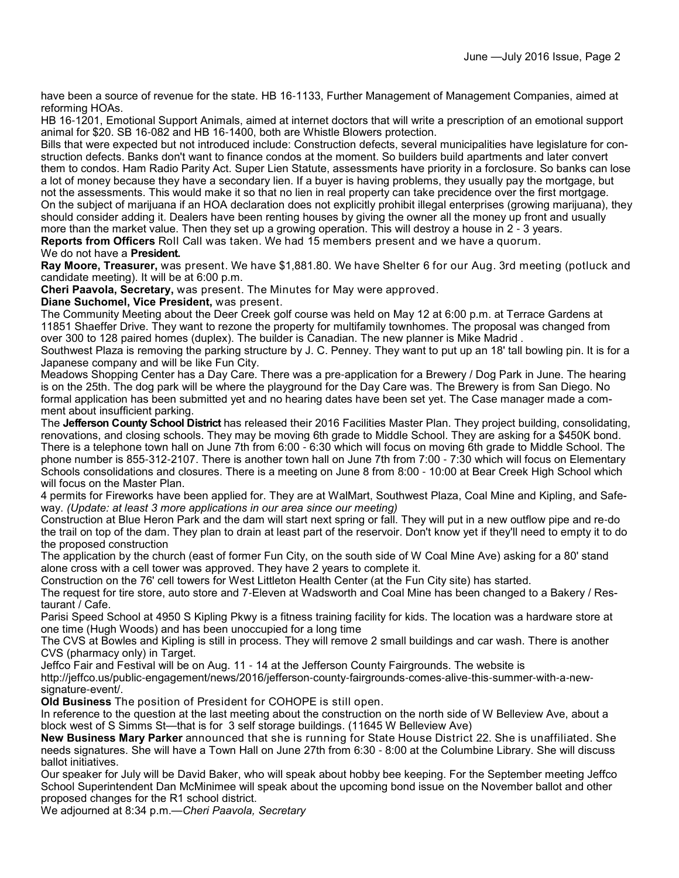have been a source of revenue for the state. HB 16-1133, Further Management of Management Companies, aimed at reforming HOAs.

HB 16-1201, Emotional Support Animals, aimed at internet doctors that will write a prescription of an emotional support animal for $20. SB 16-082 and HB 16-1400, both are Whistle Blowers protection.

Bills that were expected but not introduced include: Construction defects, several municipalities have legislature for construction defects. Banks don't want to finance condos at the moment. So builders build apartments and later convert them to condos. Ham Radio Parity Act. Super Lien Statute, assessments have priority in a forclosure. So banks can lose a lot of money because they have a secondary lien. If a buyer is having problems, they usually pay the mortgage, but not the assessments. This would make it so that no lien in real property can take precidence over the first mortgage.

On the subject of marijuana if an HOA declaration does not explicitly prohibit illegal enterprises (growing marijuana), they should consider adding it. Dealers have been renting houses by giving the owner all the money up front and usually more than the market value. Then they set up a growing operation. This will destroy a house in 2 - 3 years.

**Reports from Officers** Roll Call was taken. We had 15 members present and we have a quorum.

We do not have a **President.**

**Ray Moore, Treasurer,** was present. We have $1,881.80. We have Shelter 6 for our Aug. 3rd meeting (potluck and candidate meeting). It will be at 6:00 p.m.

**Cheri Paavola, Secretary,** was present. The Minutes for May were approved.

**Diane Suchomel, Vice President,** was present.

The Community Meeting about the Deer Creek golf course was held on May 12 at 6:00 p.m. at Terrace Gardens at 11851 Shaeffer Drive. They want to rezone the property for multifamily townhomes. The proposal was changed from over 300 to 128 paired homes (duplex). The builder is Canadian. The new planner is Mike Madrid .

Southwest Plaza is removing the parking structure by J. C. Penney. They want to put up an 18' tall bowling pin. It is for a Japanese company and will be like Fun City.

Meadows Shopping Center has a Day Care. There was a pre-application for a Brewery / Dog Park in June. The hearing is on the 25th. The dog park will be where the playground for the Day Care was. The Brewery is from San Diego. No formal application has been submitted yet and no hearing dates have been set yet. The Case manager made a comment about insufficient parking.

The **Jefferson County School District** has released their 2016 Facilities Master Plan. They project building, consolidating, renovations, and closing schools. They may be moving 6th grade to Middle School. They are asking for a $450K bond. There is a telephone town hall on June 7th from 6:00 - 6:30 which will focus on moving 6th grade to Middle School. The phone number is 855-312-2107. There is another town hall on June 7th from 7:00 - 7:30 which will focus on Elementary Schools consolidations and closures. There is a meeting on June 8 from 8:00 - 10:00 at Bear Creek High School which will focus on the Master Plan.

4 permits for Fireworks have been applied for. They are at WalMart, Southwest Plaza, Coal Mine and Kipling, and Safeway. *(Update: at least 3 more applications in our area since our meeting)*

Construction at Blue Heron Park and the dam will start next spring or fall. They will put in a new outflow pipe and re-do the trail on top of the dam. They plan to drain at least part of the reservoir. Don't know yet if they'll need to empty it to do the proposed construction

The application by the church (east of former Fun City, on the south side of W Coal Mine Ave) asking for a 80' stand alone cross with a cell tower was approved. They have 2 years to complete it.

Construction on the 76' cell towers for West Littleton Health Center (at the Fun City site) has started.

The request for tire store, auto store and 7-Eleven at Wadsworth and Coal Mine has been changed to a Bakery / Restaurant / Cafe.

Parisi Speed School at 4950 S Kipling Pkwy is a fitness training facility for kids. The location was a hardware store at one time (Hugh Bowles) and has been unoccupied for a long time

The CVS at Bowles and Kipling is still in process. They will remove 2 small buildings and car wash. There is another CVS (pharmacy only) in Target.

Jeffco Fair and Festival will be on Aug. 11 - 14 at the Jefferson County Fairgrounds. The website is http://jeffco.us/public-engagement/news/2016/jefferson-county-fairgrounds-comes-alive-this-summer-with-a-new-signature-event/.

**Old Business** The position of President for COHOPE is still open.

In reference to the question at the last meeting about the construction on the north side of W Belleview Ave, about a block west of S Simms St—that is for 3 self storage buildings. (11645 W Belleview Ave)

**New Business Mary Parker** announced that she is running for State House District 22. She is unaffiliated. She needs signatures. She will have a Town Hall on June 27th from 6:30 - 8:00 at the Columbine Library. She will discuss ballot initiatives.

Our speaker for July will be David Baker, who will speak about hobby bee keeping. For the September meeting Jeffco School Superintendent Dan McMinimee will speak about the upcoming bond issue on the November ballot and other proposed changes for the R1 school district.

We adjourned at 8:34 p.m.—*Cheri Paavola, Secretary*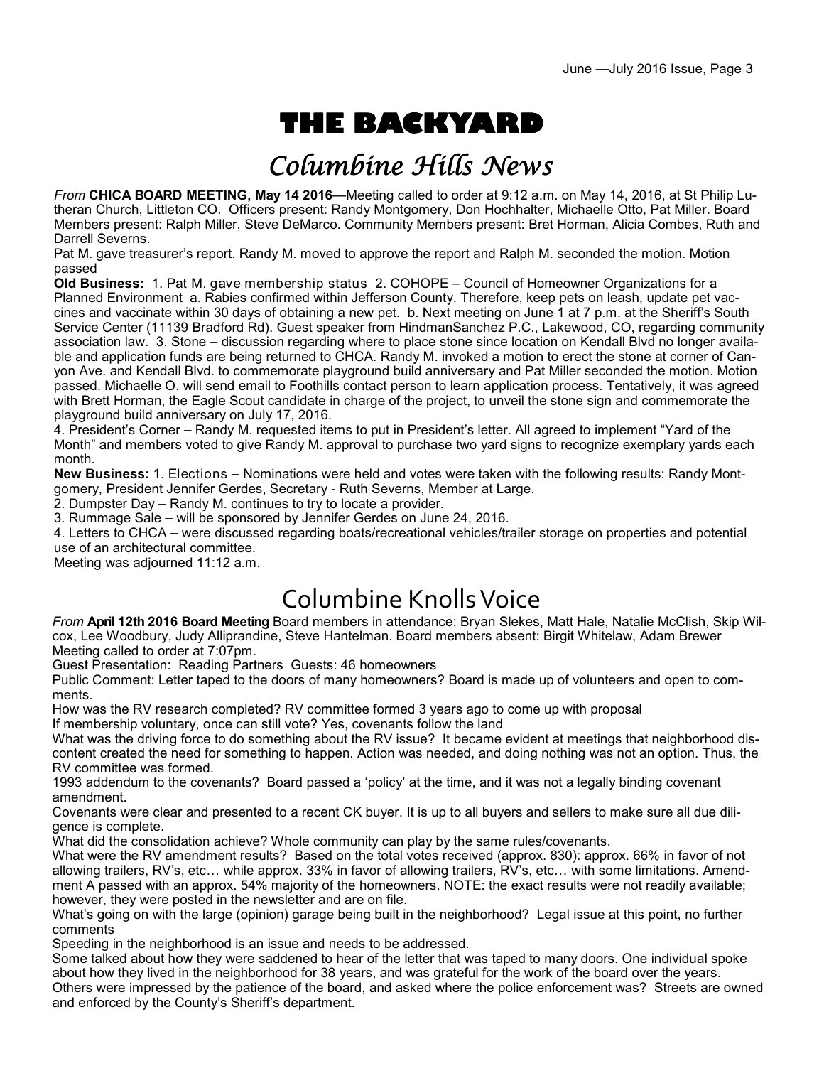# THE BACKYARD

## Columbine Hills News

*From* **CHICA BOARD MEETING, May 14 2016**—Meeting called to order at 9:12 a.m. on May 14, 2016, at St Philip Lutheran Church, Littleton CO. Officers present: Randy Montgomery, Don Hochhalter, Michaelle Otto, Pat Miller. Board Members present: Ralph Miller, Steve DeMarco. Community Members present: Bret Horman, Alicia Combes, Ruth and Darrell Severns.

Pat M. gave treasurer's report. Randy M. moved to approve the report and Ralph M. seconded the motion. Motion passed

**Old Business:** 1. Pat M. gave membership status 2. COHOPE – Council of Homeowner Organizations for a Planned Environment a. Rabies confirmed within Jefferson County. Therefore, keep pets on leash, update pet vaccines and vaccinate within 30 days of obtaining a new pet. b. Next meeting on June 1 at 7 p.m. at the Sheriff's South Service Center (11139 Bradford Rd). Guest speaker from HindmanSanchez P.C., Lakewood, CO, regarding community association law. 3. Stone – discussion regarding where to place stone since location on Kendall Blvd no longer available and application funds are being returned to CHCA. Randy M. invoked a motion to erect the stone at corner of Canyon Ave. and Kendall Blvd. to commemorate playground build anniversary and Pat Miller seconded the motion. Motion passed. Michaelle O. will send email to Foothills contact person to learn application process. Tentatively, it was agreed with Brett Horman, the Eagle Scout candidate in charge of the project, to unveil the stone sign and commemorate the playground build anniversary on July 17, 2016.

4. President's Corner – Randy M. requested items to put in President's letter. All agreed to implement "Yard of the Month" and members voted to give Randy M. approval to purchase two yard signs to recognize exemplary yards each month.

**New Business:** 1. Elections – Nominations were held and votes were taken with the following results: Randy Montgomery, President Jennifer Gerdes, Secretary - Ruth Severns, Member at Large.

2. Dumpster Day – Randy M. continues to try to locate a provider.

3. Rummage Sale – will be sponsored by Jennifer Gerdes on June 24, 2016.

4. Letters to CHCA – were discussed regarding boats/recreational vehicles/trailer storage on properties and potential use of an architectural committee.

Meeting was adjourned 11:12 a.m.

## Columbine Knolls Voice

*From* **April 12th 2016 Board Meeting** Board members in attendance: Bryan Slekes, Matt Hale, Natalie McClish, Skip Wilcox, Lee Woodbury, Judy Alliprandine, Steve Hantelman. Board members absent: Birgit Whitelaw, Adam Brewer

Meeting called to order at 7:07pm.

Guest Presentation: Reading Partners Guests: 46 homeowners

Public Comment: Letter taped to the doors of many homeowners? Board is made up of volunteers and open to comments.

How was the RV research completed? RV committee formed 3 years ago to come up with proposal

If membership voluntary, once can still vote? Yes, covenants follow the land

What was the driving force to do something about the RV issue? It became evident at meetings that neighborhood discontent created the need for something to happen. Action was needed, and doing nothing was not an option. Thus, the RV committee was formed.

1993 addendum to the covenants? Board passed a 'policy' at the time, and it was not a legally binding covenant amendment.

Covenants were clear and presented to a recent CK buyer. It is up to all buyers and sellers to make sure all due diligence is complete.

What did the consolidation achieve? Whole community can play by the same rules/covenants.

What were the RV amendment results? Based on the total votes received (approx. 830): approx. 66% in favor of not allowing trailers, RV's, etc… while approx. 33% in favor of allowing trailers, RV's, etc… with some limitations. Amendment A passed with an approx. 54% majority of the homeowners. NOTE: the exact results were not readily available; however, they were posted in the newsletter and are on file.

What's going on with the large (opinion) garage being built in the neighborhood? Legal issue at this point, no further comments

Speeding in the neighborhood is an issue and needs to be addressed.

Some talked about how they were saddened to hear of the letter that was taped to many doors. One individual spoke about how they lived in the neighborhood for 38 years, and was grateful for the work of the board over the years. Others were impressed by the patience of the board, and asked where the police enforcement was? Streets are owned and enforced by the County's Sheriff's department.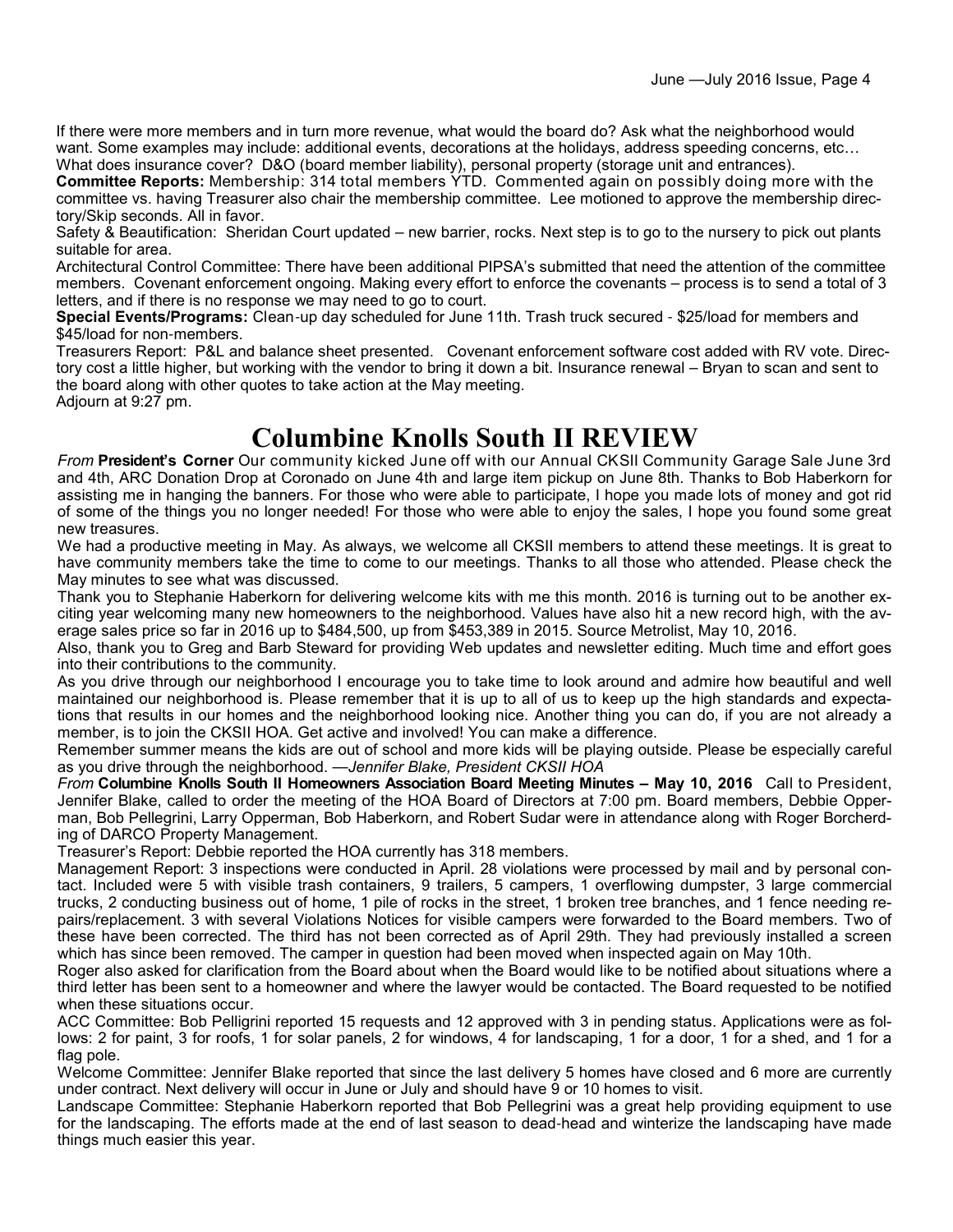If there were more members and in turn more revenue, what would the board do? Ask what the neighborhood would want. Some examples may include: additional events, decorations at the holidays, address speeding concerns, etc… What does insurance cover? D&O (board member liability), personal property (storage unit and entrances).

**Committee Reports:** Membership: 314 total members YTD. Commented again on possibly doing more with the committee vs. having Treasurer also chair the membership committee. Lee motioned to approve the membership directory/Skip seconds. All in favor.

Safety & Beautification: Sheridan Court updated – new barrier, rocks. Next step is to go to the nursery to pick out plants suitable for area.

Architectural Control Committee: There have been additional PIPSA's submitted that need the attention of the committee members. Covenant enforcement ongoing. Making every effort to enforce the covenants – process is to send a total of 3 letters, and if there is no response we may need to go to court.

**Special Events/Programs:** Clean-up day scheduled for June 11th. Trash truck secured - $25/load for members and $45/load for non-members.

Treasurers Report: P&L and balance sheet presented. Covenant enforcement software cost added with RV vote. Directory cost a little higher, but working with the vendor to bring it down a bit. Insurance renewal – Bryan to scan and sent to the board along with other quotes to take action at the May meeting.

Adjourn at 9:27 pm.

# Columbine Knolls South II REVIEW

*From* **President's Corner** Our community kicked June off with our Annual CKSII Community Garage Sale June 3rd and 4th, ARC Donation Drop at Coronado on June 4th and large item pickup on June 8th. Thanks to Bob Haberkorn for assisting me in hanging the banners. For those who were able to participate, I hope you made lots of money and got rid of some of the things you no longer needed! For those who were able to enjoy the sales, I hope you found some great new treasures.

We had a productive meeting in May. As always, we welcome all CKSII members to attend these meetings. It is great to have community members take the time to come to our meetings. Thanks to all those who attended. Please check the May minutes to see what was discussed.

Thank you to Stephanie Haberkorn for delivering welcome kits with me this month. 2016 is turning out to be another exciting year welcoming many new homeowners to the neighborhood. Values have also hit a new record high, with the average sales price so far in 2016 up to $484,500, up from $453,389 in 2015. Source Metrolist, May 10, 2016.

Also, thank you to Greg and Barb Steward for providing Web updates and newsletter editing. Much time and effort goes into their contributions to the community.

As you drive through our neighborhood I encourage you to take time to look around and admire how beautiful and well maintained our neighborhood is. Please remember that it is up to all of us to keep up the high standards and expectations that results in our homes and the neighborhood looking nice. Another thing you can do, if you are not already a member, is to join the CKSII HOA. Get active and involved! You can make a difference.

Remember summer means the kids are out of school and more kids will be playing outside. Please be especially careful as you drive through the neighborhood. *—Jennifer Blake, President CKSII HOA*

*From* **Columbine Knolls South II Homeowners Association Board Meeting Minutes – May 10, 2016** Call to President, Jennifer Blake, called to order the meeting of the HOA Board of Directors at 7:00 pm. Board members, Debbie Opperman, Bob Pellegrini, Larry Opperman, Bob Haberkorn, and Robert Sudar were in attendance along with Roger Borcherding of DARCO Property Management.

Treasurer's Report: Debbie reported the HOA currently has 318 members.

Management Report: 3 inspections were conducted in April. 28 violations were processed by mail and by personal contact. Included were 5 with visible trash containers, 9 trailers, 5 campers, 1 overflowing dumpster, 3 large commercial trucks, 2 conducting business out of home, 1 pile of rocks in the street, 1 broken tree branches, and 1 fence needing repairs/replacement. 3 with several Violations Notices for visible campers were forwarded to the Board members. Two of these have been corrected. The third has not been corrected as of April 29th. They had previously installed a screen which has since been removed. The camper in question had been moved when inspected again on May 10th.

Roger also asked for clarification from the Board about when the Board would like to be notified about situations where a third letter has been sent to a homeowner and where the lawyer would be contacted. The Board requested to be notified when these situations occur.

ACC Committee: Bob Pelligrini reported 15 requests and 12 approved with 3 in pending status. Applications were as follows: 2 for paint, 3 for roofs, 1 for solar panels, 2 for windows, 4 for landscaping, 1 for a door, 1 for a shed, and 1 for a flag pole.

Welcome Committee: Jennifer Blake reported that since the last delivery 5 homes have closed and 6 more are currently under contract. Next delivery will occur in June or July and should have 9 or 10 homes to visit.

Landscape Committee: Stephanie Haberkorn reported that Bob Pellegrini was a great help providing equipment to use for the landscaping. The efforts made at the end of last season to dead-head and winterize the landscaping have made things much easier this year.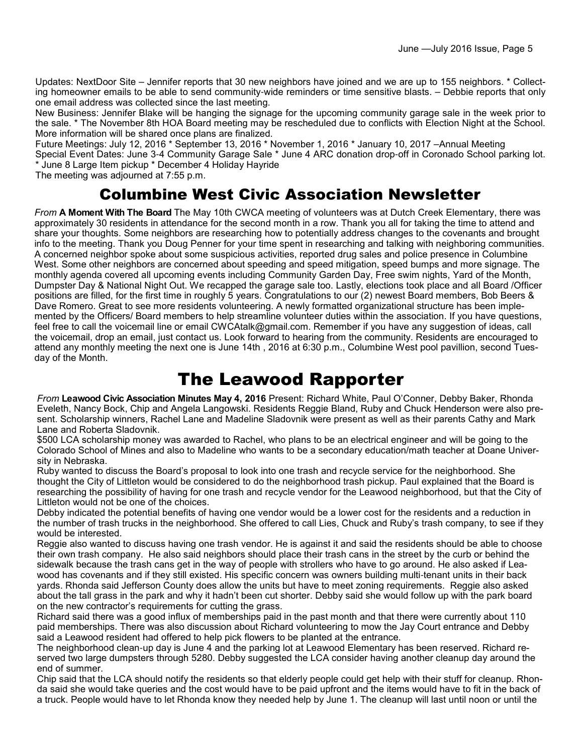Updates: NextDoor Site – Jennifer reports that 30 new neighbors have joined and we are up to 155 neighbors. * Collecting homeowner emails to be able to send community-wide reminders or time sensitive blasts. – Debbie reports that only one email address was collected since the last meeting.

New Business: Jennifer Blake will be hanging the signage for the upcoming community garage sale in the week prior to the sale. * The November 8th HOA Board meeting may be rescheduled due to conflicts with Election Night at the School. More information will be shared once plans are finalized.

Future Meetings: July 12, 2016 * September 13, 2016 * November 1, 2016 * January 10, 2017 –Annual Meeting

Special Event Dates: June 3-4 Community Garage Sale * June 4 ARC donation drop-off in Coronado School parking lot. * June 8 Large Item pickup * December 4 Holiday Hayride

The meeting was adjourned at 7:55 p.m.

# Columbine West Civic Association Newsletter

*From* **A Moment With The Board** The May 10th CWCA meeting of volunteers was at Dutch Creek Elementary, there was approximately 30 residents in attendance for the second month in a row. Thank you all for taking the time to attend and share your thoughts. Some neighbors are researching how to potentially address changes to the covenants and brought info to the meeting. Thank you Doug Penner for your time spent in researching and talking with neighboring communities. A concerned neighbor spoke about some suspicious activities, reported drug sales and police presence in Columbine West. Some other neighbors are concerned about speeding and speed mitigation, speed bumps and more signage. The monthly agenda covered all upcoming events including Community Garden Day, Free swim nights, Yard of the Month, Dumpster Day & National Night Out. We recapped the garage sale too. Lastly, elections took place and all Board /Officer positions are filled, for the first time in roughly 5 years. Congratulations to our (2) newest Board members, Bob Beers & Dave Romero. Great to see more residents volunteering. A newly formatted organizational structure has been implemented by the Officers/ Board members to help streamline volunteer duties within the association. If you have questions, feel free to call the voicemail line or email CWCAtalk@gmail.com. Remember if you have any suggestion of ideas, call the voicemail, drop an email, just contact us. Look forward to hearing from the community. Residents are encouraged to attend any monthly meeting the next one is June 14th , 2016 at 6:30 p.m., Columbine West pool pavillion, second Tuesday of the Month.

# The Leawood Rapporter

*From* **Leawood Civic Association Minutes May 4, 2016** Present: Richard White, Paul O'Conner, Debby Baker, Rhonda Eveleth, Nancy Bock, Chip and Angela Langowski. Residents Reggie Bland, Ruby and Chuck Henderson were also present. Scholarship winners, Rachel Lane and Madeline Sladovnik were present as well as their parents Cathy and Mark Lane and Roberta Sladovnik.

$500 LCA scholarship money was awarded to Rachel, who plans to be an electrical engineer and will be going to the Colorado School of Mines and also to Madeline who wants to be a secondary education/math teacher at Doane University in Nebraska.

Ruby wanted to discuss the Board's proposal to look into one trash and recycle service for the neighborhood. She thought the City of Littleton would be considered to do the neighborhood trash pickup. Paul explained that the Board is researching the possibility of having for one trash and recycle vendor for the Leawood neighborhood, but that the City of Littleton would not be one of the choices.

Debby indicated the potential benefits of having one vendor would be a lower cost for the residents and a reduction in the number of trash trucks in the neighborhood. She offered to call Lies, Chuck and Ruby's trash company, to see if they would be interested.

Reggie also wanted to discuss having one trash vendor. He is against it and said the residents should be able to choose their own trash company. He also said neighbors should place their trash cans in the street by the curb or behind the sidewalk because the trash cans get in the way of people with strollers who have to go around. He also asked if Leawood has covenants and if they still existed. His specific concern was owners building multi-tenant units in their back yards. Rhonda said Jefferson County does allow the units but have to meet zoning requirements. Reggie also asked about the tall grass in the park and why it hadn't been cut shorter. Debby said she would follow up with the park board on the new contractor's requirements for cutting the grass.

Richard said there was a good influx of memberships paid in the past month and that there were currently about 110 paid memberships. There was also discussion about Richard volunteering to mow the Jay Court entrance and Debby said a Leawood resident had offered to help pick flowers to be planted at the entrance.

The neighborhood clean-up day is June 4 and the parking lot at Leawood Elementary has been reserved. Richard reserved two large dumpsters through 5280. Debby suggested the LCA consider having another cleanup day around the end of summer.

Chip said that the LCA should notify the residents so that elderly people could get help with their stuff for cleanup. Rhonda said she would take queries and the cost would have to be paid upfront and the items would have to fit in the back of a truck. People would have to let Rhonda know they needed help by June 1. The cleanup will last until noon or until the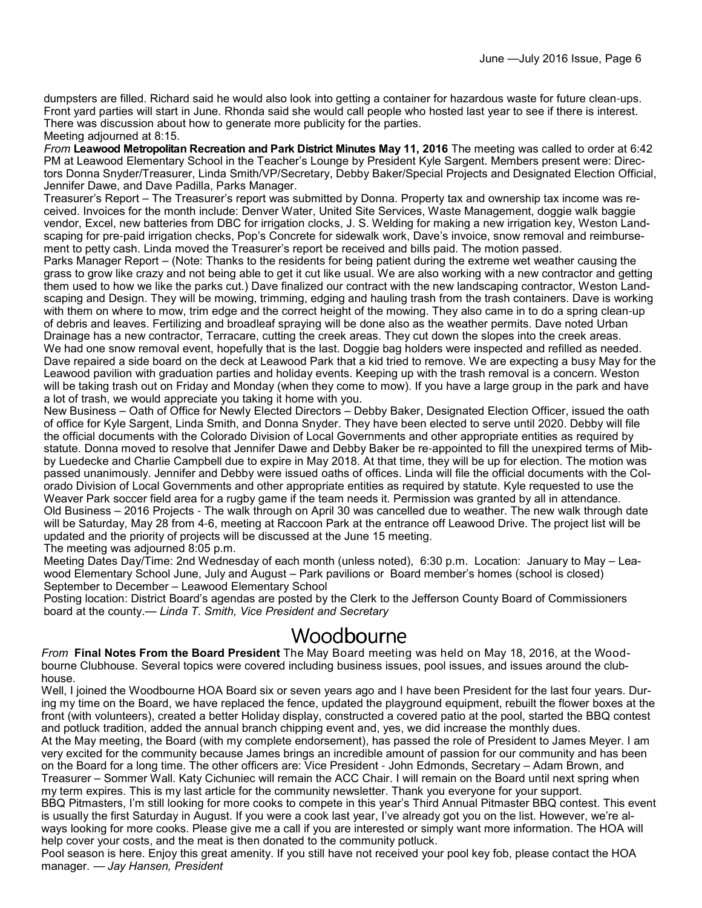dumpsters are filled. Richard said he would also look into getting a container for hazardous waste for future clean-ups. Front yard parties will start in June. Rhonda said she would call people who hosted last year to see if there is interest. There was discussion about how to generate more publicity for the parties.

Meeting adjourned at 8:15.

*From* **Leawood Metropolitan Recreation and Park District Minutes May 11, 2016** The meeting was called to order at 6:42 PM at Leawood Elementary School in the Teacher's Lounge by President Kyle Sargent. Members present were: Directors Donna Snyder/Treasurer, Linda Smith/VP/Secretary, Debby Baker/Special Projects and Designated Election Official, Jennifer Dawe, and Dave Padilla, Parks Manager.

Treasurer's Report – The Treasurer's report was submitted by Donna. Property tax and ownership tax income was received. Invoices for the month include: Denver Water, United Site Services, Waste Management, doggie walk baggie vendor, Excel, new batteries from DBC for irrigation clocks, J. S. Welding for making a new irrigation key, Weston Landscaping for pre-paid irrigation checks, Pop's Concrete for sidewalk work, Dave's invoice, snow removal and reimbursement to petty cash. Linda moved the Treasurer's report be received and bills paid. The motion passed.

Parks Manager Report – (Note: Thanks to the residents for being patient during the extreme wet weather causing the grass to grow like crazy and not being able to get it cut like usual. We are also working with a new contractor and getting them used to how we like the parks cut.) Dave finalized our contract with the new landscaping contractor, Weston Landscaping and Design. They will be mowing, trimming, edging and hauling trash from the trash containers. Dave is working with them on where to mow, trim edge and the correct height of the mowing. They also came in to do a spring clean-up of debris and leaves. Fertilizing and broadleaf spraying will be done also as the weather permits. Dave noted Urban Drainage has a new contractor, Terracare, cutting the creek areas. They cut down the slopes into the creek areas. We had one snow removal event, hopefully that is the last. Doggie bag holders were inspected and refilled as needed. Dave repaired a side board on the deck at Leawood Park that a kid tried to remove. We are expecting a busy May for the Leawood pavilion with graduation parties and holiday events. Keeping up with the trash removal is a concern. Weston will be taking trash out on Friday and Monday (when they come to mow). If you have a large group in the park and have a lot of trash, we would appreciate you taking it home with you.

New Business – Oath of Office for Newly Elected Directors – Debby Baker, Designated Election Officer, issued the oath of office for Kyle Sargent, Linda Smith, and Donna Snyder. They have been elected to serve until 2020. Debby will file the official documents with the Colorado Division of Local Governments and other appropriate entities as required by statute. Donna moved to resolve that Jennifer Dawe and Debby Baker be re-appointed to fill the unexpired terms of Mibby Luedecke and Charlie Campbell due to expire in May 2018. At that time, they will be up for election. The motion was passed unanimously. Jennifer and Debby were issued oaths of offices. Linda will file the official documents with the Colorado Division of Local Governments and other appropriate entities as required by statute. Kyle requested to use the Weaver Park soccer field area for a rugby game if the team needs it. Permission was granted by all in attendance.

Old Business – 2016 Projects - The walk through on April 30 was cancelled due to weather. The new walk through date will be Saturday, May 28 from 4-6, meeting at Raccoon Park at the entrance off Leawood Drive. The project list will be updated and the priority of projects will be discussed at the June 15 meeting.

The meeting was adjourned 8:05 p.m.

Meeting Dates Day/Time: 2nd Wednesday of each month (unless noted), 6:30 p.m. Location: January to May – Leawood Elementary School June, July and August – Park pavilions or Board member's homes (school is closed) September to December – Leawood Elementary School

Posting location: District Board's agendas are posted by the Clerk to the Jefferson County Board of Commissioners board at the county.— *Linda T. Smith, Vice President and Secretary*

# Woodbourne

*From* **Final Notes From the Board President** The May Board meeting was held on May 18, 2016, at the Woodbourne Clubhouse. Several topics were covered including business issues, pool issues, and issues around the clubhouse.

Well, I joined the Woodbourne HOA Board six or seven years ago and I have been President for the last four years. During my time on the Board, we have replaced the fence, updated the playground equipment, rebuilt the flower boxes at the front (with volunteers), created a better Holiday display, constructed a covered patio at the pool, started the BBQ contest and potluck tradition, added the annual branch chipping event and, yes, we did increase the monthly dues.

At the May meeting, the Board (with my complete endorsement), has passed the role of President to James Meyer. I am very excited for the community because James brings an incredible amount of passion for our community and has been on the Board for a long time. The other officers are: Vice President - John Edmonds, Secretary – Adam Brown, and Treasurer – Sommer Wall. Katy Cichuniec will remain the ACC Chair. I will remain on the Board until next spring when my term expires. This is my last article for the community newsletter. Thank you everyone for your support.

BBQ Pitmasters, I'm still looking for more cooks to compete in this year's Third Annual Pitmaster BBQ contest. This event is usually the first Saturday in August. If you were a cook last year, I've already got you on the list. However, we're always looking for more cooks. Please give me a call if you are interested or simply want more information. The HOA will help cover your costs, and the meat is then donated to the community potluck.

Pool season is here. Enjoy this great amenity. If you still have not received your pool key fob, please contact the HOA manager. — *Jay Hansen, President*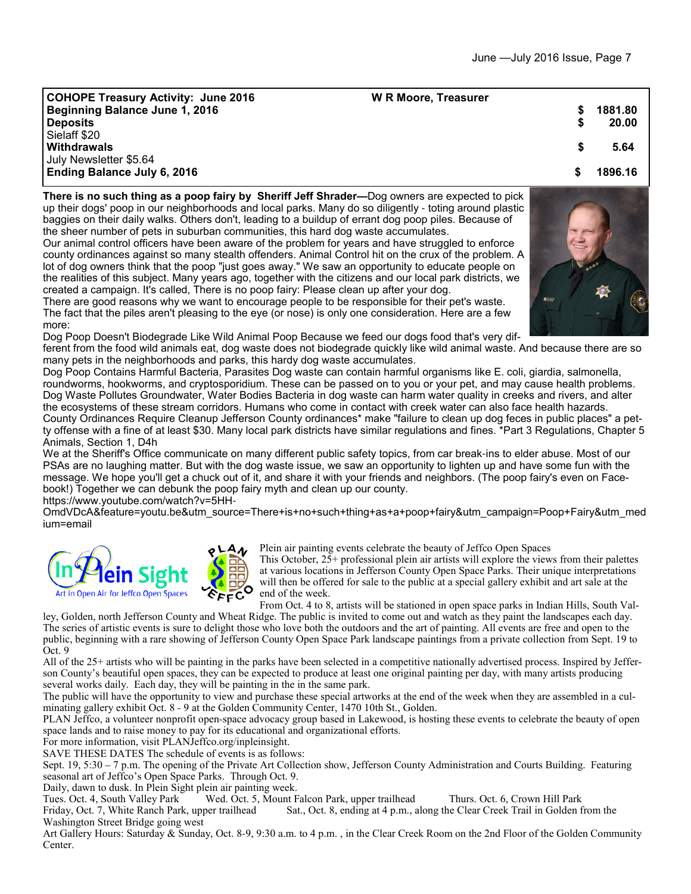| COHOPE Treasury Activity: June 2016 | W R Moore, Treasurer | | |
|---|---|---|---|
| **Beginning Balance June 1, 2016** | | $ | 1881.80 |
| **Deposits** | | $ | 20.00 |
| Sielaff $20 | | | |
| **Withdrawals** | | $ | 5.64 |
| July Newsletter $5.64 | | | |
| **Ending Balance July 6, 2016** | | $ | 1896.16 |

**There is no such thing as a poop fairy by Sheriff Jeff Shrader—**Dog owners are expected to pick up their dogs' poop in our neighborhoods and local parks. Many do so diligently - toting around plastic baggies on their daily walks. Others don't, leading to a buildup of errant dog poop piles. Because of the sheer number of pets in suburban communities, this hard dog waste accumulates.

Our animal control officers have been aware of the problem for years and have struggled to enforce county ordinances against so many stealth offenders. Animal Control hit on the crux of the problem. A lot of dog owners think that the poop "just goes away." We saw an opportunity to educate people on the realities of this subject. Many years ago, together with the citizens and our local park districts, we created a campaign. It's called, There is no poop fairy: Please clean up after your dog.

There are good reasons why we want to encourage people to be responsible for their pet's waste. The fact that the piles aren't pleasing to the eye (or nose) is only one consideration. Here are a few more:

Dog Poop Doesn't Biodegrade Like Wild Animal Poop Because we feed our dogs food that's very different from the food wild animals eat, dog waste does not biodegrade quickly like wild animal waste. And because there are so many pets in the neighborhoods and parks, this hardy dog waste accumulates.

Dog Poop Contains Harmful Bacteria, Parasites Dog waste can contain harmful organisms like E. coli, giardia, salmonella, roundworms, hookworms, and cryptosporidium. These can be passed on to you or your pet, and may cause health problems.

Dog Waste Pollutes Groundwater, Water Bodies Bacteria in dog waste can harm water quality in creeks and rivers, and alter the ecosystems of these stream corridors. Humans who come in contact with creek water can also face health hazards.

County Ordinances Require Cleanup Jefferson County ordinances* make "failure to clean up dog feces in public places" a petty offense with a fine of at least $30. Many local park districts have similar regulations and fines. *Part 3 Regulations, Chapter 5 Animals, Section 1, D4h

We at the Sheriff's Office communicate on many different public safety topics, from car break-ins to elder abuse. Most of our PSAs are no laughing matter. But with the dog waste issue, we saw an opportunity to lighten up and have some fun with the message. We hope you'll get a chuck out of it, and share it with your friends and neighbors. (The poop fairy's even on Facebook!) Together we can debunk the poop fairy myth and clean up our county.

https://www.youtube.com/watch?v=5HH-OmdVDcA&feature=youtu.be&utm_source=There+is+no+such+thing+as+a+poop+fairy&utm_campaign=Poop+Fairy&utm_medium=email

In Plein Sight — Art in Open Air for Jeffco Open Spaces

PLAN JEFFCO

Plein air painting events celebrate the beauty of Jeffco Open Spaces

This October, 25+ professional plein air artists will explore the views from their palettes at various locations in Jefferson County Open Space Parks. Their unique interpretations will then be offered for sale to the public at a special gallery exhibit and art sale at the end of the week.

From Oct. 4 to 8, artists will be stationed in open space parks in Indian Hills, South Valley, Golden, north Jefferson County and Wheat Ridge. The public is invited to come out and watch as they paint the landscapes each day. The series of artistic events is sure to delight those who love both the outdoors and the art of painting. All events are free and open to the public, beginning with a rare showing of Jefferson County Open Space Park landscape paintings from a private collection from Sept. 19 to Oct. 9

All of the 25+ artists who will be painting in the parks have been selected in a competitive nationally advertised process. Inspired by Jefferson County's beautiful open spaces, they can be expected to produce at least one original painting per day, with many artists producing several works daily. Each day, they will be painting in the in the same park.

The public will have the opportunity to view and purchase these special artworks at the end of the week when they are assembled in a culminating gallery exhibit Oct. 8 - 9 at the Golden Community Center, 1470 10th St., Golden.

PLAN Jeffco, a volunteer nonprofit open-space advocacy group based in Lakewood, is hosting these events to celebrate the beauty of open space lands and to raise money to pay for its educational and organizational efforts.

For more information, visit PLANJeffco.org/inpleinsight.

SAVE THESE DATES The schedule of events is as follows:

Sept. 19, 5:30 – 7 p.m. The opening of the Private Art Collection show, Jefferson County Administration and Courts Building. Featuring seasonal art of Jeffco's Open Space Parks. Through Oct. 9.

Daily, dawn to dusk. In Plein Sight plein air painting week.

Tues. Oct. 4, South Valley Park Wed. Oct. 5, Mount Falcon Park, upper trailhead Thurs. Oct. 6, Crown Hill Park

Friday, Oct. 7, White Ranch Park, upper trailhead Sat., Oct. 8, ending at 4 p.m., along the Clear Creek Trail in Golden from the Washington Street Bridge going west

Art Gallery Hours: Saturday & Sunday, Oct. 8-9, 9:30 a.m. to 4 p.m. , in the Clear Creek Room on the 2nd Floor of the Golden Community Center.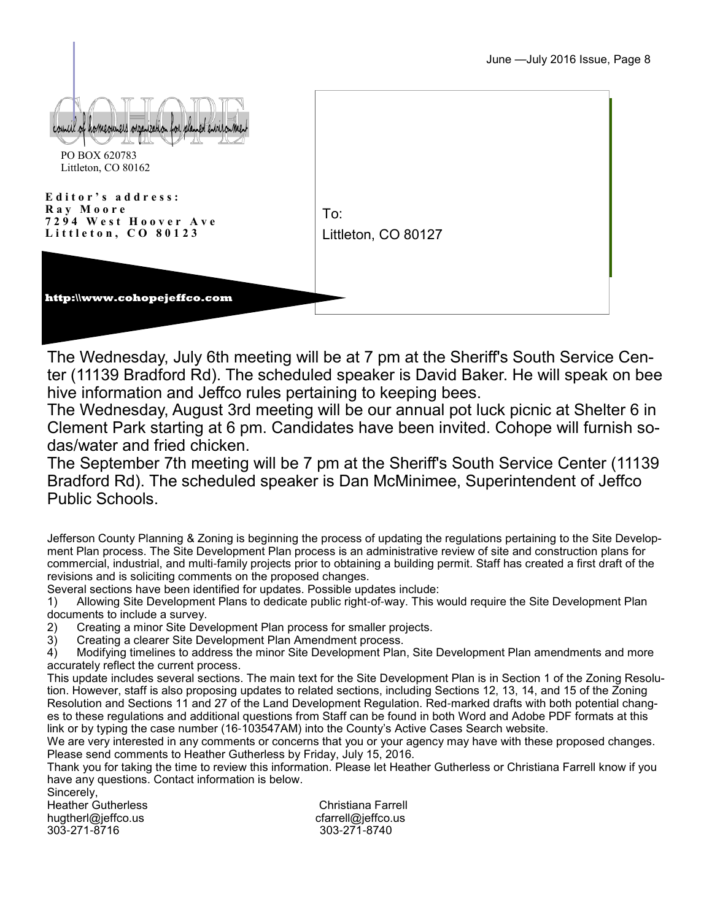COHOPE

council of homeowners organization for planned environment

PO BOX 620783
Littleton, CO 80162

**Editor's address:**
**Ray Moore**
**7294 West Hoover Ave**
**Littleton, CO 80123**

**http:\\www.cohopejeffco.com**

To:
Littleton, CO 80127

The Wednesday, July 6th meeting will be at 7 pm at the Sheriff's South Service Center (11139 Bradford Rd). The scheduled speaker is David Baker. He will speak on bee hive information and Jeffco rules pertaining to keeping bees.

The Wednesday, August 3rd meeting will be our annual pot luck picnic at Shelter 6 in Clement Park starting at 6 pm. Candidates have been invited. Cohope will furnish sodas/water and fried chicken.

The September 7th meeting will be 7 pm at the Sheriff's South Service Center (11139 Bradford Rd). The scheduled speaker is Dan McMinimee, Superintendent of Jeffco Public Schools.

Jefferson County Planning & Zoning is beginning the process of updating the regulations pertaining to the Site Development Plan process. The Site Development Plan process is an administrative review of site and construction plans for commercial, industrial, and multi-family projects prior to obtaining a building permit. Staff has created a first draft of the revisions and is soliciting comments on the proposed changes.

Several sections have been identified for updates. Possible updates include:

1) Allowing Site Development Plans to dedicate public right-of-way. This would require the Site Development Plan documents to include a survey.
2) Creating a minor Site Development Plan process for smaller projects.
3) Creating a clearer Site Development Plan Amendment process.
4) Modifying timelines to address the minor Site Development Plan, Site Development Plan amendments and more accurately reflect the current process.

This update includes several sections. The main text for the Site Development Plan is in Section 1 of the Zoning Resolution. However, staff is also proposing updates to related sections, including Sections 12, 13, 14, and 15 of the Zoning Resolution and Sections 11 and 27 of the Land Development Regulation. Red-marked drafts with both potential changes to these regulations and additional questions from Staff can be found in both Word and Adobe PDF formats at this link or by typing the case number (16-103547AM) into the County's Active Cases Search website.

We are very interested in any comments or concerns that you or your agency may have with these proposed changes. Please send comments to Heather Gutherless by Friday, July 15, 2016.

Thank you for taking the time to review this information. Please let Heather Gutherless or Christiana Farrell know if you have any questions. Contact information is below.

Sincerely,

Heather Gutherless
hugtherl@jeffco.us
303-271-8716

Christiana Farrell
cfarrell@jeffco.us
303-271-8740